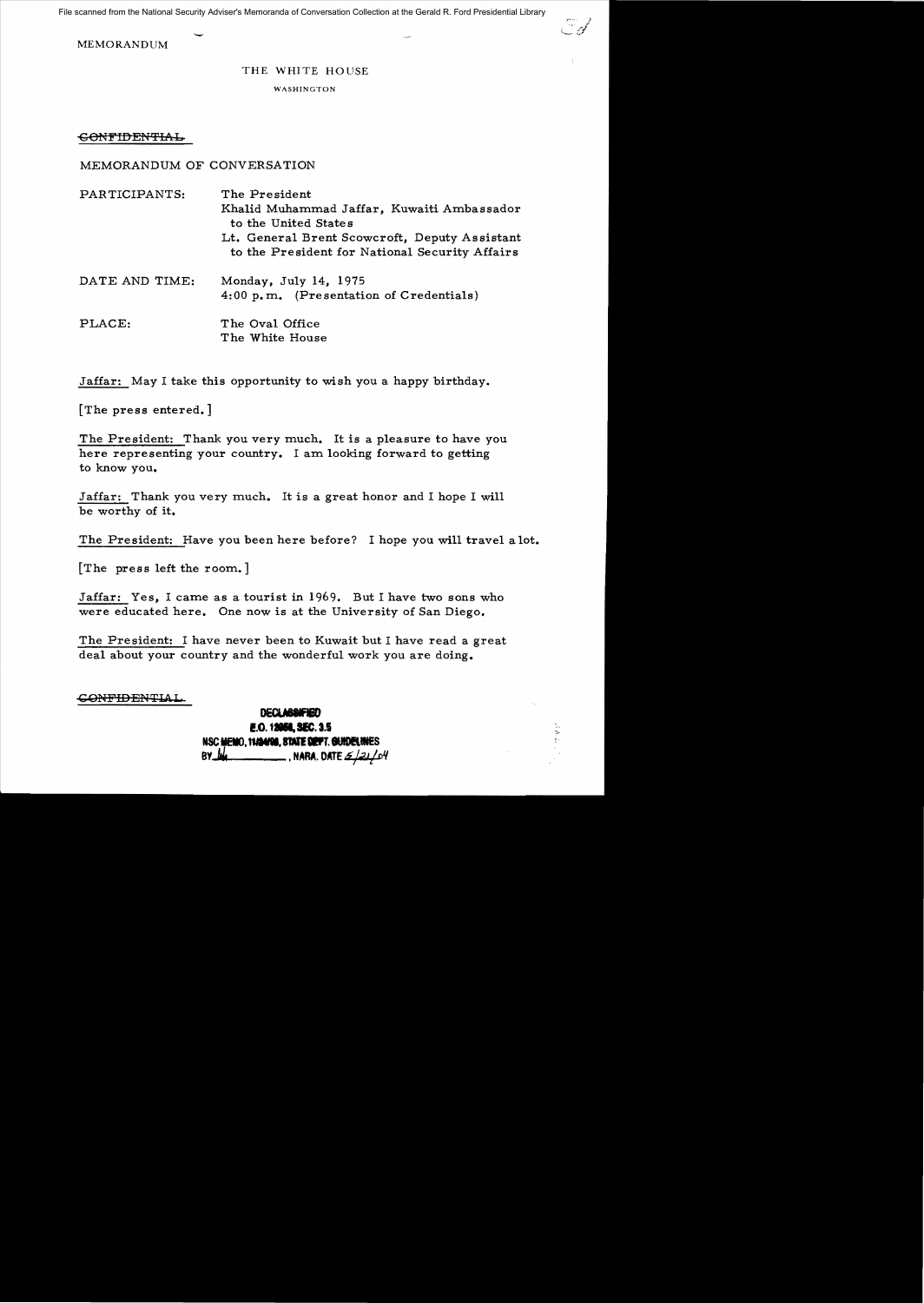File scanned from the National Security Adviser's Memoranda of Conversation Collection at the Gerald R. Ford Presidential Library

MEMORANDUM

THE WHITE HOUSE

WASHINGTON

~~CONFIDENTIAL~~

MEMORANDUM OF CONVERSATION

PARTICIPANTS: The President
Khalid Muhammad Jaffar, Kuwaiti Ambassador to the United States
Lt. General Brent Scowcroft, Deputy Assistant to the President for National Security Affairs

DATE AND TIME: Monday, July 14, 1975
4:00 p.m. (Presentation of Credentials)

PLACE: The Oval Office
The White House

Jaffar: May I take this opportunity to wish you a happy birthday.

[The press entered.]

The President: Thank you very much. It is a pleasure to have you here representing your country. I am looking forward to getting to know you.

Jaffar: Thank you very much. It is a great honor and I hope I will be worthy of it.

The President: Have you been here before? I hope you will travel a lot.

[The press left the room.]

Jaffar: Yes, I came as a tourist in 1969. But I have two sons who were educated here. One now is at the University of San Diego.

The President: I have never been to Kuwait but I have read a great deal about your country and the wonderful work you are doing.

~~CONFIDENTIAL~~

DECLASSIFIED
E.O. 12958, SEC. 3.5
NSC MEMO, 11/24/98, STATE DEPT. GUIDELINES
BY [illegible], NARA, DATE 5/21/04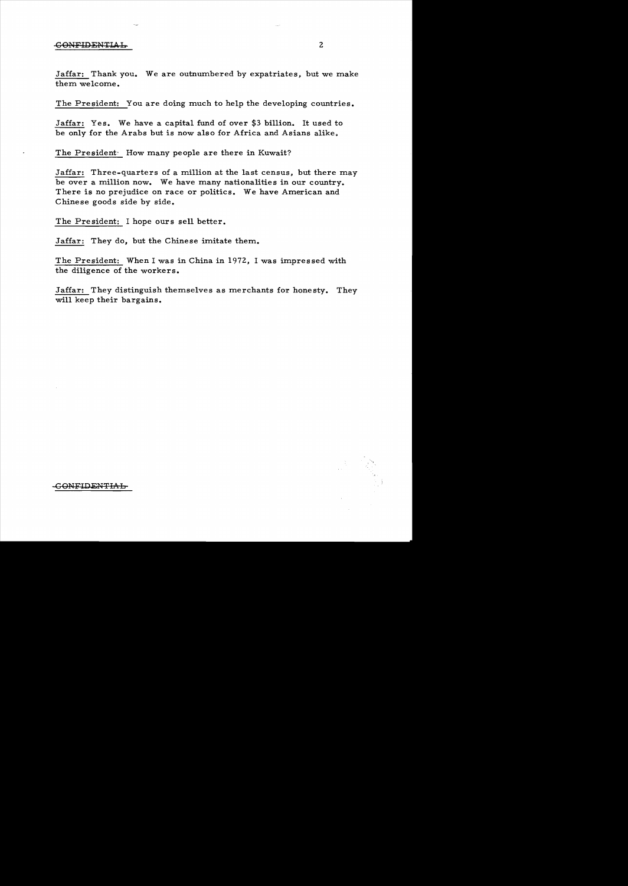Jaffar: Thank you. We are outnumbered by expatriates, but we make them welcome.

The President: You are doing much to help the developing countries.

Jaffar: Yes. We have a capital fund of over $3 billion. It used to be only for the Arabs but is now also for Africa and Asians alike.

The President: How many people are there in Kuwait?

Jaffar: Three-quarters of a million at the last census, but there may be over a million now. We have many nationalities in our country. There is no prejudice on race or politics. We have American and Chinese goods side by side.

The President: I hope ours sell better.

Jaffar: They do, but the Chinese imitate them.

The President: When I was in China in 1972, I was impressed with the diligence of the workers.

Jaffar: They distinguish themselves as merchants for honesty. They will keep their bargains.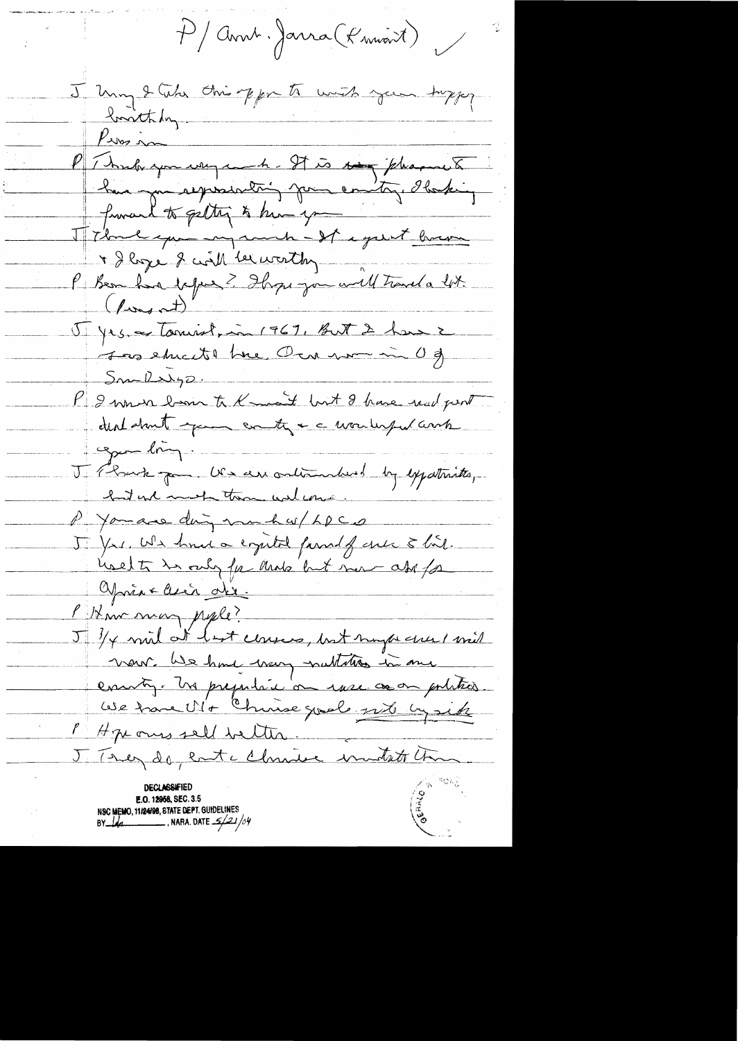P / Amb. Jarra (Kuwait)

J May I take this opp to wish you happy birthday.

Press in

P Thank you very much. It is a pleasure to have you representing your country. I'm looking forward to getting to know you.

J Thank you very much. It's a great honor & I hope I will be worthy.

P Been here before? I hope you will travel a lot. (Press out)

J Yes, as tourist, in 1967. But I have 2 sons educated here. One now in U of San Diego.

P I never been to Kuwait but I have read just details about your country & a wonderful work you doing.

J Thank you. We are outnumbered by expatriates, but we make them welcome.

P You are doing much w/ LDCs.

J Yes. We have a capital fund of over 3 bil. Used to be only for Arabs but now also for Africa & Asia also.

P How many people?

J 1/4 mil at last census, but maybe over 1 mil now. We have many nationalities in our country. No prejudice on race or politics. We have US & Chinese goods side by side.

P Hope ours sell better.

J They do, but Chinese imitate them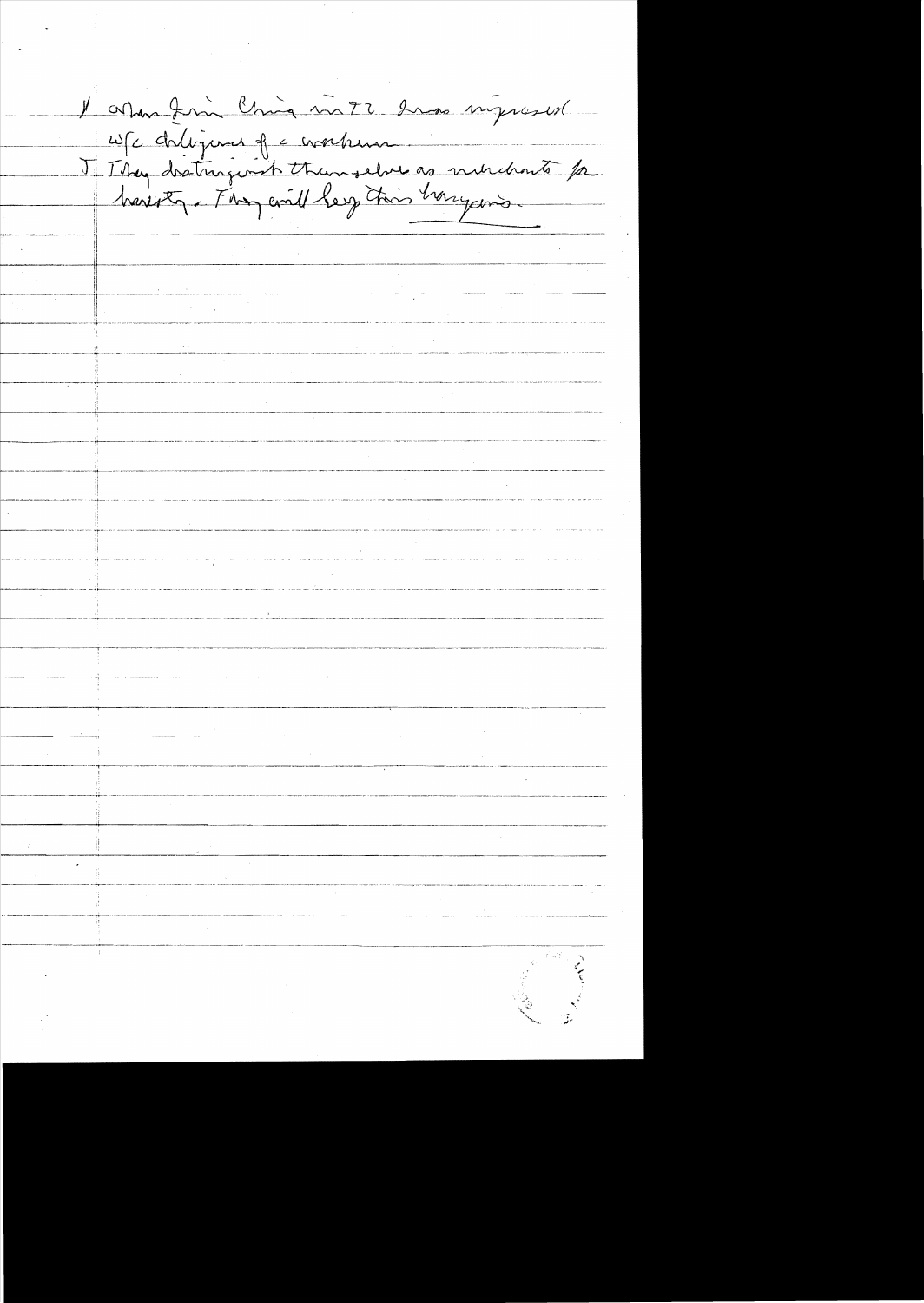K When I was in China in 72 I was impressed w/ the diligence of a workman

J They distinguish themselves as merchants for honesty. They will keep their bargains.